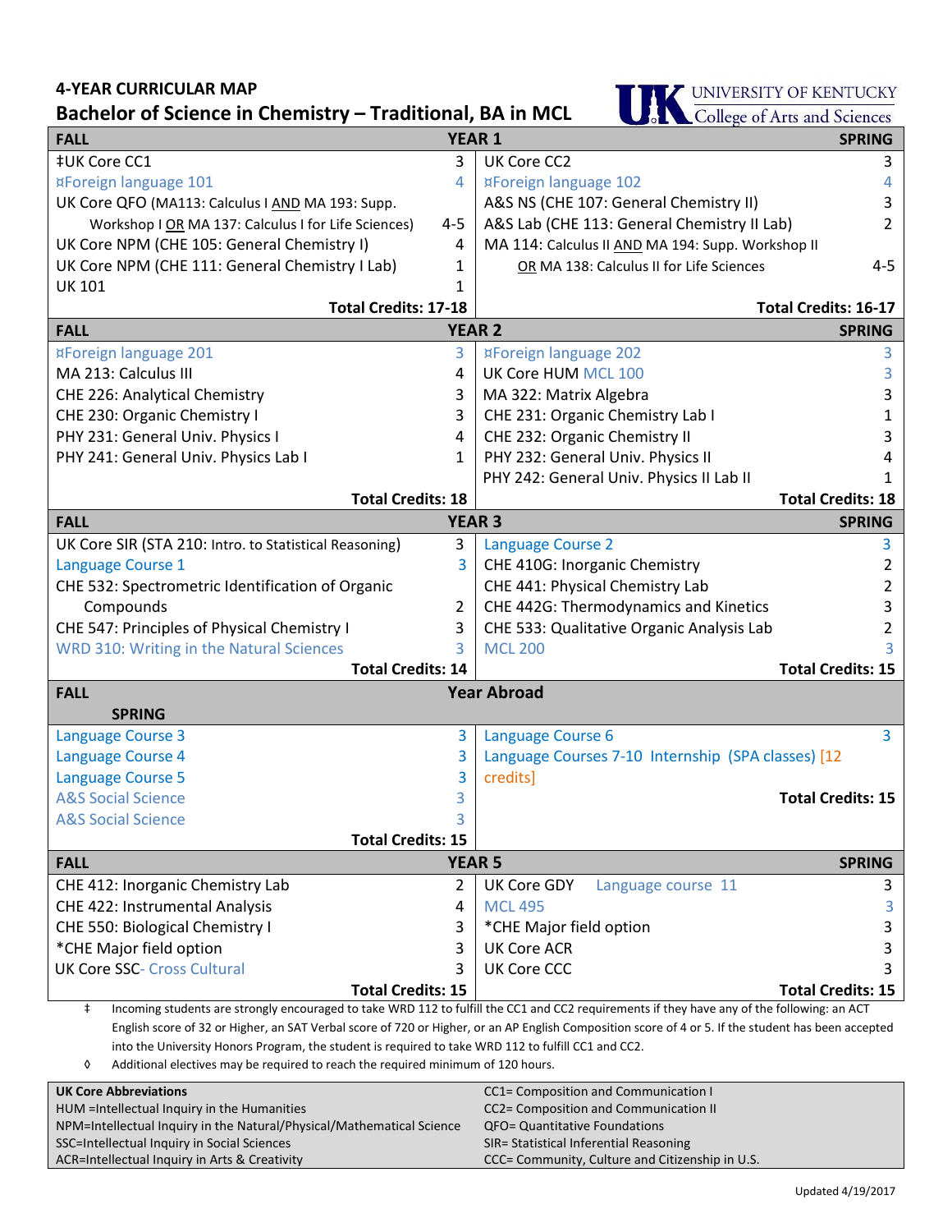**4-YEAR CURRICULAR MAP**

## Bachelor of Science in Chemistry – Traditional, BA in MCL

UNIVERSITY OF KENTUCKY
College of Arts and Sciences

| FALL | | SPRING | |
|---|---|---|---|
| **YEAR 1** | | | |
| ‡UK Core CC1 | 3 | UK Core CC2 | 3 |
| ¤Foreign language 101 | 4 | ¤Foreign language 102 | 4 |
| UK Core QFO (MA113: Calculus I AND MA 193: Supp. Workshop I OR MA 137: Calculus I for Life Sciences) | 4-5 | A&S NS (CHE 107: General Chemistry II) | 3 |
| UK Core NPM (CHE 105: General Chemistry I) | 4 | A&S Lab (CHE 113: General Chemistry II Lab) | 2 |
| UK Core NPM (CHE 111: General Chemistry I Lab) | 1 | MA 114: Calculus II AND MA 194: Supp. Workshop II OR MA 138: Calculus II for Life Sciences | 4-5 |
| UK 101 | 1 | | |
| **Total Credits: 17-18** | | **Total Credits: 16-17** | |
| **YEAR 2** | | | |
| ¤Foreign language 201 | 3 | ¤Foreign language 202 | 3 |
| MA 213: Calculus III | 4 | UK Core HUM MCL 100 | 3 |
| CHE 226: Analytical Chemistry | 3 | MA 322: Matrix Algebra | 3 |
| CHE 230: Organic Chemistry I | 3 | CHE 231: Organic Chemistry Lab I | 1 |
| PHY 231: General Univ. Physics I | 4 | CHE 232: Organic Chemistry II | 3 |
| PHY 241: General Univ. Physics Lab I | 1 | PHY 232: General Univ. Physics II | 4 |
| | | PHY 242: General Univ. Physics II Lab II | 1 |
| **Total Credits: 18** | | **Total Credits: 18** | |
| **YEAR 3** | | | |
| UK Core SIR (STA 210: Intro. to Statistical Reasoning) | 3 | Language Course 2 | 3 |
| Language Course 1 | 3 | CHE 410G: Inorganic Chemistry | 2 |
| CHE 532: Spectrometric Identification of Organic Compounds | 2 | CHE 441: Physical Chemistry Lab | 2 |
| CHE 547: Principles of Physical Chemistry I | 3 | CHE 442G: Thermodynamics and Kinetics | 3 |
| WRD 310: Writing in the Natural Sciences | 3 | CHE 533: Qualitative Organic Analysis Lab | 2 |
| | | MCL 200 | 3 |
| **Total Credits: 14** | | **Total Credits: 15** | |
| **Year Abroad** | | | |
| Language Course 3 | 3 | Language Course 6 | 3 |
| Language Course 4 | 3 | Language Courses 7-10 Internship (SPA classes) [12 credits] | |
| Language Course 5 | 3 | | |
| A&S Social Science | 3 | | |
| A&S Social Science | 3 | | |
| **Total Credits: 15** | | **Total Credits: 15** | |
| **YEAR 5** | | | |
| CHE 412: Inorganic Chemistry Lab | 2 | UK Core GDY Language course 11 | 3 |
| CHE 422: Instrumental Analysis | 4 | MCL 495 | 3 |
| CHE 550: Biological Chemistry I | 3 | *CHE Major field option | 3 |
| *CHE Major field option | 3 | UK Core ACR | 3 |
| UK Core SSC- Cross Cultural | 3 | UK Core CCC | 3 |
| **Total Credits: 15** | | **Total Credits: 15** | |

‡ Incoming students are strongly encouraged to take WRD 112 to fulfill the CC1 and CC2 requirements if they have any of the following: an ACT English score of 32 or Higher, an SAT Verbal score of 720 or Higher, or an AP English Composition score of 4 or 5. If the student has been accepted into the University Honors Program, the student is required to take WRD 112 to fulfill CC1 and CC2.

◊ Additional electives may be required to reach the required minimum of 120 hours.

| UK Core Abbreviations | |
|---|---|
| HUM =Intellectual Inquiry in the Humanities | CC1= Composition and Communication I |
| NPM=Intellectual Inquiry in the Natural/Physical/Mathematical Science | CC2= Composition and Communication II |
| SSC=Intellectual Inquiry in Social Sciences | QFO= Quantitative Foundations |
| ACR=Intellectual Inquiry in Arts & Creativity | SIR= Statistical Inferential Reasoning |
| | CCC= Community, Culture and Citizenship in U.S. |

Updated 4/19/2017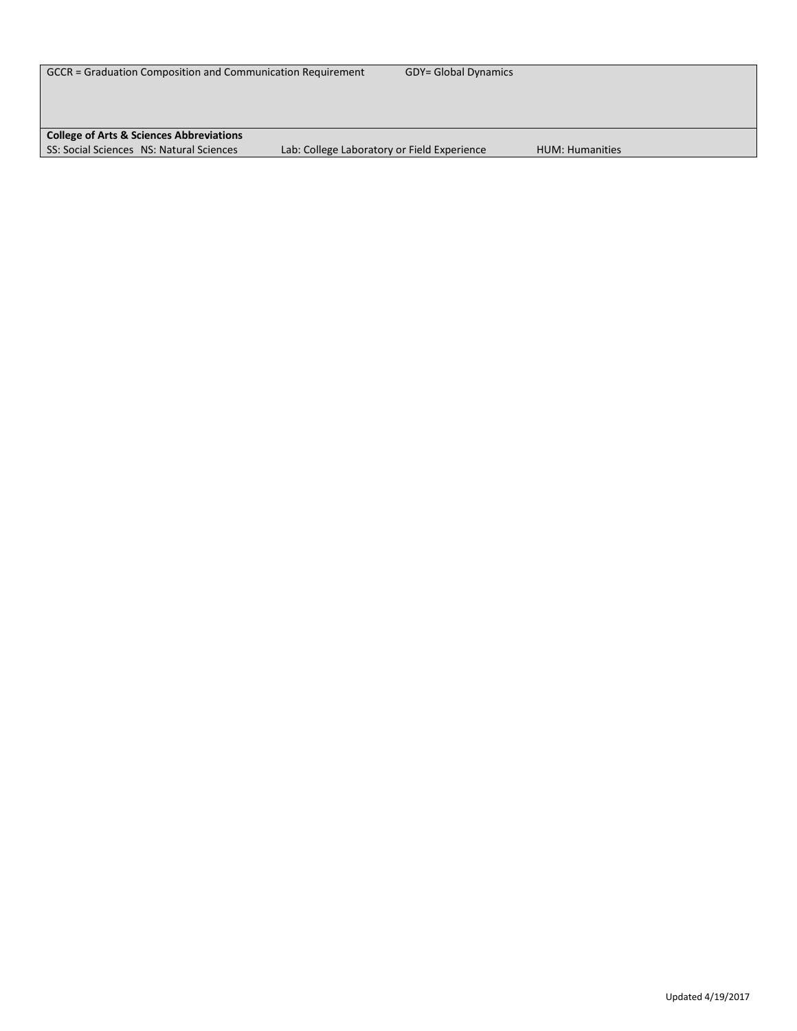GCCR = Graduation Composition and Communication Requirement     GDY= Global Dynamics

**College of Arts & Sciences Abbreviations**

SS: Social Sciences   NS: Natural Sciences     Lab: College Laboratory or Field Experience     HUM: Humanities

Updated 4/19/2017